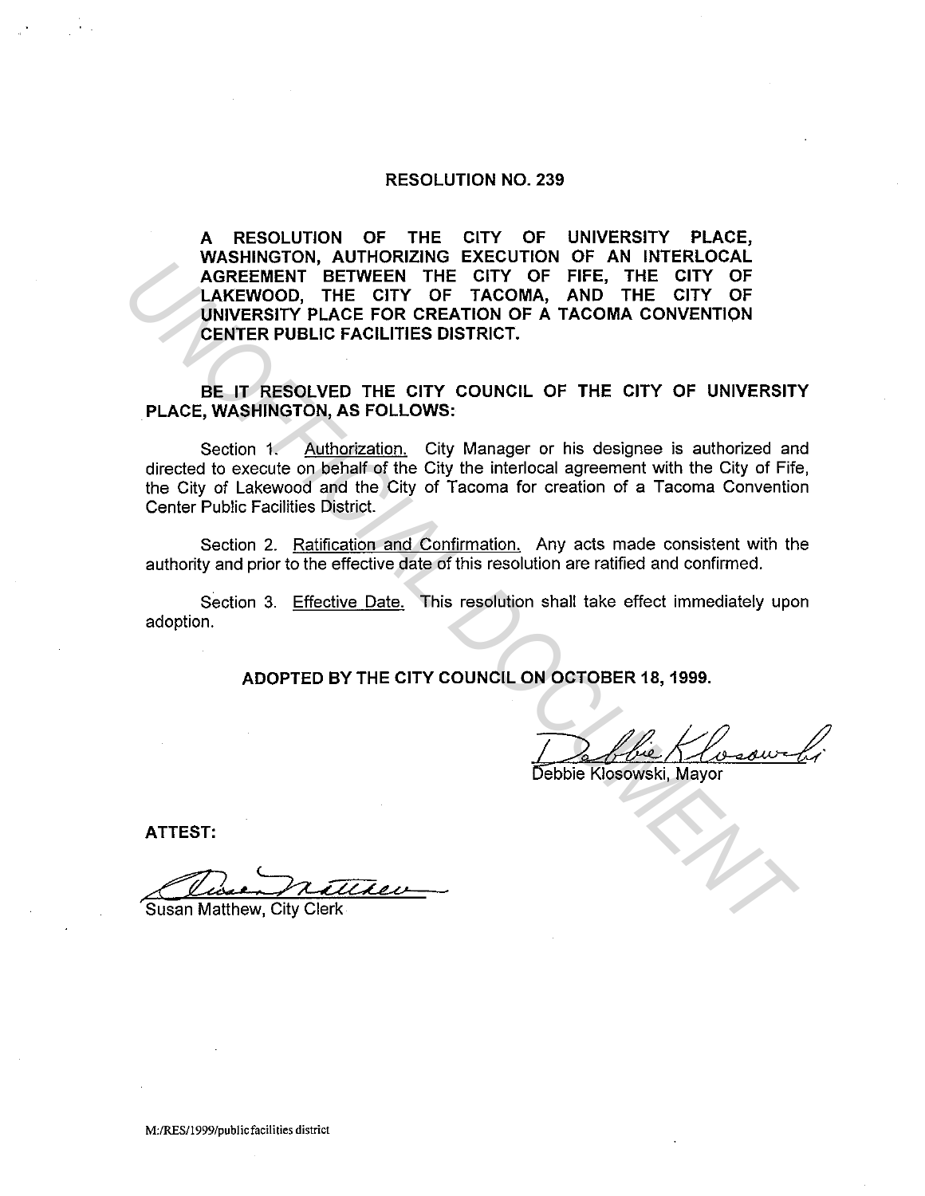# RESOLUTION NO. 239

**A RESOLUTION OF THE CITY OF UNIVERSITY PLACE, WASHINGTON, AUTHORIZING EXECUTION OF AN INTERLOCAL AGREEMENT BETWEEN THE CITY OF FIFE, THE CITY OF LAKEWOOD, THE CITY OF TACOMA, AND THE CITY OF UNIVERSITY PLACE FOR CREATION OF A TACOMA CONVENTION CENTER PUBLIC FACILITIES DISTRICT.**

**BE IT RESOLVED THE CITY COUNCIL OF THE CITY OF UNIVERSITY PLACE, WASHINGTON, AS FOLLOWS:**

Section 1. Authorization. City Manager or his designee is authorized and directed to execute on behalf of the City the interlocal agreement with the City of Fife, the City of Lakewood and the City of Tacoma for creation of a Tacoma Convention Center Public Facilities District.

Section 2. Ratification and Confirmation. Any acts made consistent with the authority and prior to the effective date of this resolution are ratified and confirmed.

Section 3. Effective Date. This resolution shall take effect immediately upon adoption.

**ADOPTED BY THE CITY COUNCIL ON OCTOBER 18, 1999.**

Debbie Klosowski, Mayor

**ATTEST:**

Susan Matthew, City Clerk

M:/RES/1999/public facilities district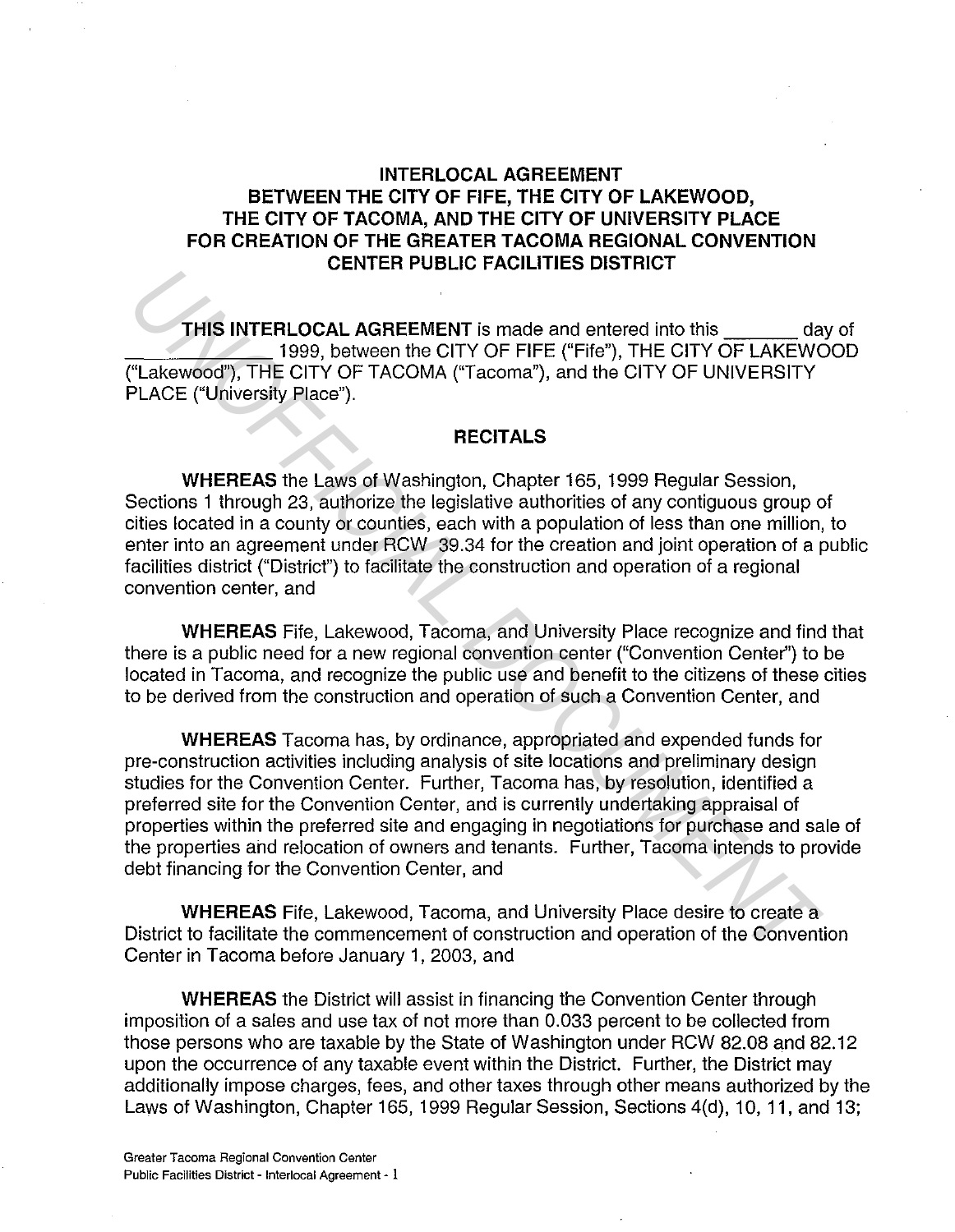# INTERLOCAL AGREEMENT BETWEEN THE CITY OF FIFE, THE CITY OF LAKEWOOD, THE CITY OF TACOMA, AND THE CITY OF UNIVERSITY PLACE FOR CREATION OF THE GREATER TACOMA REGIONAL CONVENTION CENTER PUBLIC FACILITIES DISTRICT

**THIS INTERLOCAL AGREEMENT** is made and entered into this _______ day of ____________ 1999, between the CITY OF FIFE ("Fife"), THE CITY OF LAKEWOOD ("Lakewood"), THE CITY OF TACOMA ("Tacoma"), and the CITY OF UNIVERSITY PLACE ("University Place").

## RECITALS

**WHEREAS** the Laws of Washington, Chapter 165, 1999 Regular Session, Sections 1 through 23, authorize the legislative authorities of any contiguous group of cities located in a county or counties, each with a population of less than one million, to enter into an agreement under RCW 39.34 for the creation and joint operation of a public facilities district ("District") to facilitate the construction and operation of a regional convention center, and

**WHEREAS** Fife, Lakewood, Tacoma, and University Place recognize and find that there is a public need for a new regional convention center ("Convention Center") to be located in Tacoma, and recognize the public use and benefit to the citizens of these cities to be derived from the construction and operation of such a Convention Center, and

**WHEREAS** Tacoma has, by ordinance, appropriated and expended funds for pre-construction activities including analysis of site locations and preliminary design studies for the Convention Center. Further, Tacoma has, by resolution, identified a preferred site for the Convention Center, and is currently undertaking appraisal of properties within the preferred site and engaging in negotiations for purchase and sale of the properties and relocation of owners and tenants. Further, Tacoma intends to provide debt financing for the Convention Center, and

**WHEREAS** Fife, Lakewood, Tacoma, and University Place desire to create a District to facilitate the commencement of construction and operation of the Convention Center in Tacoma before January 1, 2003, and

**WHEREAS** the District will assist in financing the Convention Center through imposition of a sales and use tax of not more than 0.033 percent to be collected from those persons who are taxable by the State of Washington under RCW 82.08 and 82.12 upon the occurrence of any taxable event within the District. Further, the District may additionally impose charges, fees, and other taxes through other means authorized by the Laws of Washington, Chapter 165, 1999 Regular Session, Sections 4(d), 10, 11, and 13;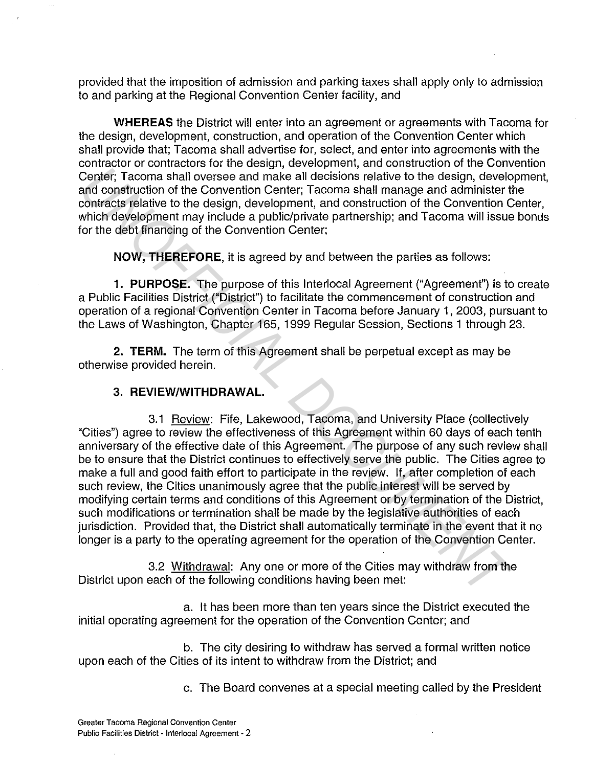provided that the imposition of admission and parking taxes shall apply only to admission to and parking at the Regional Convention Center facility, and

**WHEREAS** the District will enter into an agreement or agreements with Tacoma for the design, development, construction, and operation of the Convention Center which shall provide that; Tacoma shall advertise for, select, and enter into agreements with the contractor or contractors for the design, development, and construction of the Convention Center; Tacoma shall oversee and make all decisions relative to the design, development, and construction of the Convention Center; Tacoma shall manage and administer the contracts relative to the design, development, and construction of the Convention Center, which development may include a public/private partnership; and Tacoma will issue bonds for the debt financing of the Convention Center;

**NOW, THEREFORE**, it is agreed by and between the parties as follows:

**1. PURPOSE.** The purpose of this Interlocal Agreement ("Agreement") is to create a Public Facilities District ("District") to facilitate the commencement of construction and operation of a regional Convention Center in Tacoma before January 1, 2003, pursuant to the Laws of Washington, Chapter 165, 1999 Regular Session, Sections 1 through 23.

**2. TERM.** The term of this Agreement shall be perpetual except as may be otherwise provided herein.

**3. REVIEW/WITHDRAWAL.**

3.1 Review: Fife, Lakewood, Tacoma, and University Place (collectively "Cities") agree to review the effectiveness of this Agreement within 60 days of each tenth anniversary of the effective date of this Agreement. The purpose of any such review shall be to ensure that the District continues to effectively serve the public. The Cities agree to make a full and good faith effort to participate in the review. If, after completion of each such review, the Cities unanimously agree that the public interest will be served by modifying certain terms and conditions of this Agreement or by termination of the District, such modifications or termination shall be made by the legislative authorities of each jurisdiction. Provided that, the District shall automatically terminate in the event that it no longer is a party to the operating agreement for the operation of the Convention Center.

3.2 Withdrawal: Any one or more of the Cities may withdraw from the District upon each of the following conditions having been met:

a. It has been more than ten years since the District executed the initial operating agreement for the operation of the Convention Center; and

b. The city desiring to withdraw has served a formal written notice upon each of the Cities of its intent to withdraw from the District; and

c. The Board convenes at a special meeting called by the President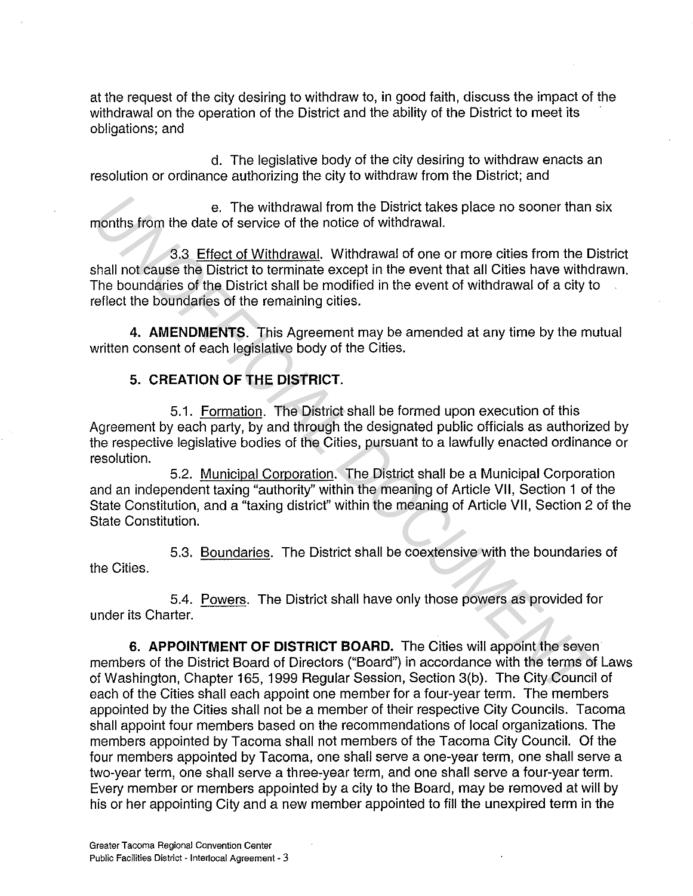at the request of the city desiring to withdraw to, in good faith, discuss the impact of the withdrawal on the operation of the District and the ability of the District to meet its obligations; and

d. The legislative body of the city desiring to withdraw enacts an resolution or ordinance authorizing the city to withdraw from the District; and

e. The withdrawal from the District takes place no sooner than six months from the date of service of the notice of withdrawal.

3.3 Effect of Withdrawal. Withdrawal of one or more cities from the District shall not cause the District to terminate except in the event that all Cities have withdrawn. The boundaries of the District shall be modified in the event of withdrawal of a city to reflect the boundaries of the remaining cities.

**4. AMENDMENTS**. This Agreement may be amended at any time by the mutual written consent of each legislative body of the Cities.

**5. CREATION OF THE DISTRICT.**

5.1. Formation. The District shall be formed upon execution of this Agreement by each party, by and through the designated public officials as authorized by the respective legislative bodies of the Cities, pursuant to a lawfully enacted ordinance or resolution.

5.2. Municipal Corporation. The District shall be a Municipal Corporation and an independent taxing "authority" within the meaning of Article VII, Section 1 of the State Constitution, and a "taxing district" within the meaning of Article VII, Section 2 of the State Constitution.

5.3. Boundaries. The District shall be coextensive with the boundaries of the Cities.

5.4. Powers. The District shall have only those powers as provided for under its Charter.

**6. APPOINTMENT OF DISTRICT BOARD.** The Cities will appoint the seven members of the District Board of Directors ("Board") in accordance with the terms of Laws of Washington, Chapter 165, 1999 Regular Session, Section 3(b). The City Council of each of the Cities shall each appoint one member for a four-year term. The members appointed by the Cities shall not be a member of their respective City Councils. Tacoma shall appoint four members based on the recommendations of local organizations. The members appointed by Tacoma shall not members of the Tacoma City Council. Of the four members appointed by Tacoma, one shall serve a one-year term, one shall serve a two-year term, one shall serve a three-year term, and one shall serve a four-year term. Every member or members appointed by a city to the Board, may be removed at will by his or her appointing City and a new member appointed to fill the unexpired term in the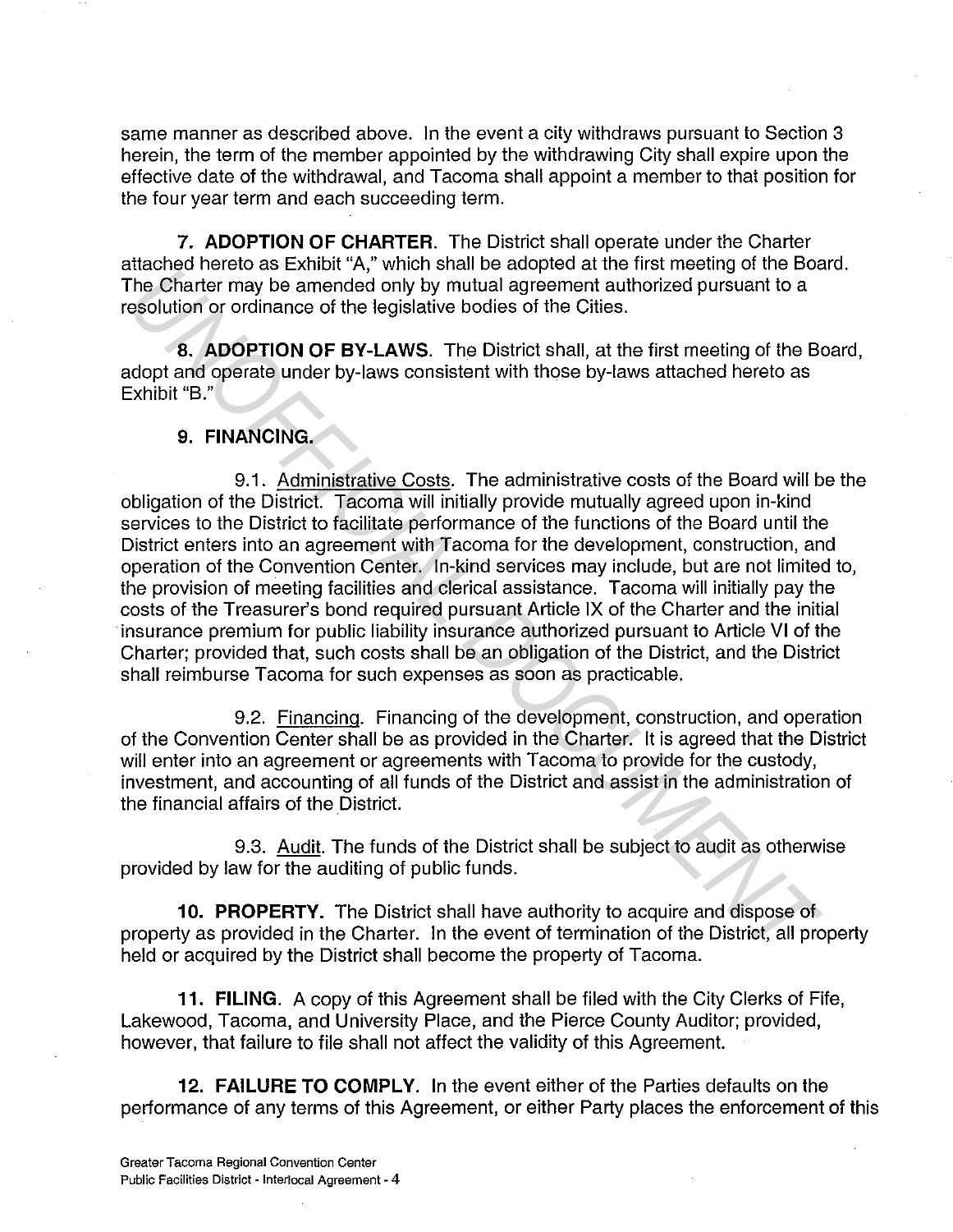same manner as described above. In the event a city withdraws pursuant to Section 3 herein, the term of the member appointed by the withdrawing City shall expire upon the effective date of the withdrawal, and Tacoma shall appoint a member to that position for the four year term and each succeeding term.

**7. ADOPTION OF CHARTER.** The District shall operate under the Charter attached hereto as Exhibit "A," which shall be adopted at the first meeting of the Board. The Charter may be amended only by mutual agreement authorized pursuant to a resolution or ordinance of the legislative bodies of the Cities.

**8. ADOPTION OF BY-LAWS.** The District shall, at the first meeting of the Board, adopt and operate under by-laws consistent with those by-laws attached hereto as Exhibit "B."

**9. FINANCING.**

9.1. Administrative Costs. The administrative costs of the Board will be the obligation of the District. Tacoma will initially provide mutually agreed upon in-kind services to the District to facilitate performance of the functions of the Board until the District enters into an agreement with Tacoma for the development, construction, and operation of the Convention Center. In-kind services may include, but are not limited to, the provision of meeting facilities and clerical assistance. Tacoma will initially pay the costs of the Treasurer's bond required pursuant Article IX of the Charter and the initial insurance premium for public liability insurance authorized pursuant to Article VI of the Charter; provided that, such costs shall be an obligation of the District, and the District shall reimburse Tacoma for such expenses as soon as practicable.

9.2. Financing. Financing of the development, construction, and operation of the Convention Center shall be as provided in the Charter. It is agreed that the District will enter into an agreement or agreements with Tacoma to provide for the custody, investment, and accounting of all funds of the District and assist in the administration of the financial affairs of the District.

9.3. Audit. The funds of the District shall be subject to audit as otherwise provided by law for the auditing of public funds.

**10. PROPERTY.** The District shall have authority to acquire and dispose of property as provided in the Charter. In the event of termination of the District, all property held or acquired by the District shall become the property of Tacoma.

**11. FILING.** A copy of this Agreement shall be filed with the City Clerks of Fife, Lakewood, Tacoma, and University Place, and the Pierce County Auditor; provided, however, that failure to file shall not affect the validity of this Agreement.

**12. FAILURE TO COMPLY.** In the event either of the Parties defaults on the performance of any terms of this Agreement, or either Party places the enforcement of this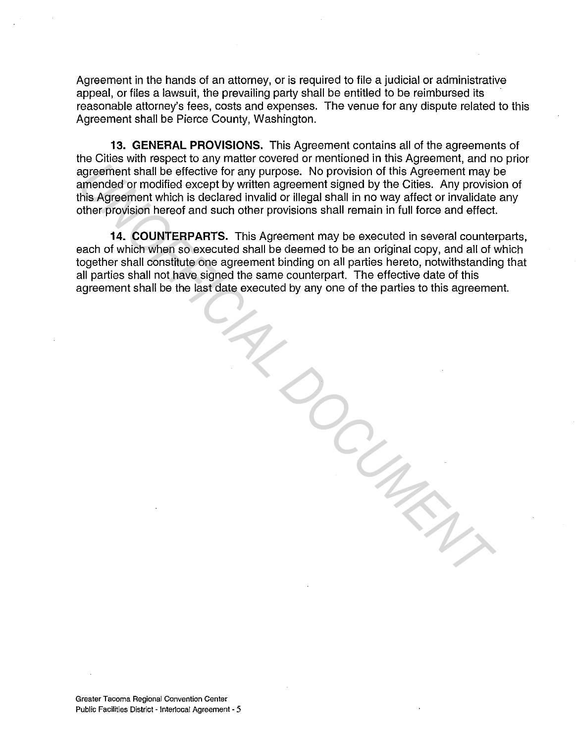Agreement in the hands of an attorney, or is required to file a judicial or administrative appeal, or files a lawsuit, the prevailing party shall be entitled to be reimbursed its reasonable attorney's fees, costs and expenses. The venue for any dispute related to this Agreement shall be Pierce County, Washington.

**13. GENERAL PROVISIONS.** This Agreement contains all of the agreements of the Cities with respect to any matter covered or mentioned in this Agreement, and no prior agreement shall be effective for any purpose. No provision of this Agreement may be amended or modified except by written agreement signed by the Cities. Any provision of this Agreement which is declared invalid or illegal shall in no way affect or invalidate any other provision hereof and such other provisions shall remain in full force and effect.

**14. COUNTERPARTS.** This Agreement may be executed in several counterparts, each of which when so executed shall be deemed to be an original copy, and all of which together shall constitute one agreement binding on all parties hereto, notwithstanding that all parties shall not have signed the same counterpart. The effective date of this agreement shall be the last date executed by any one of the parties to this agreement.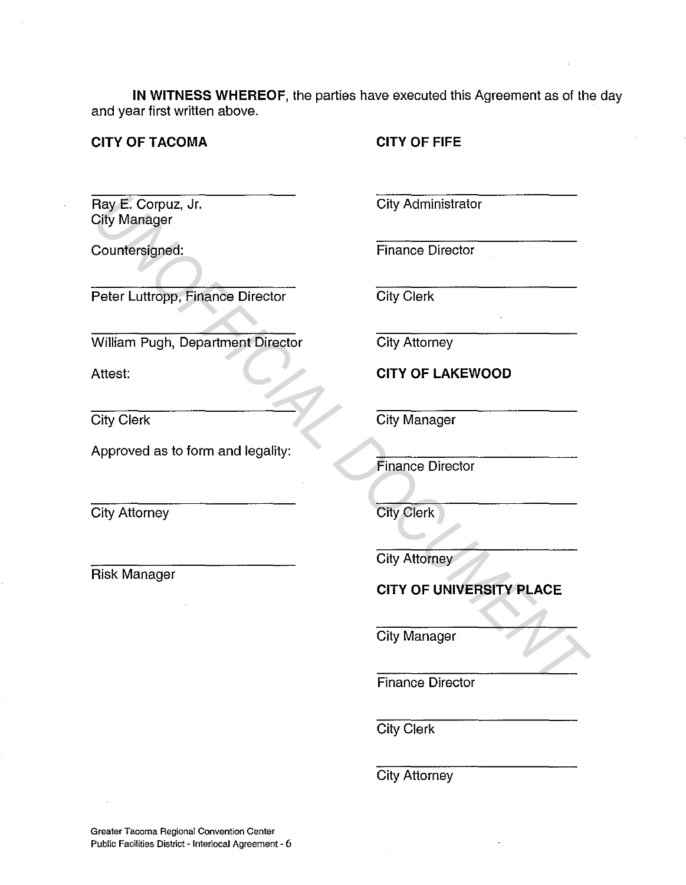**IN WITNESS WHEREOF**, the parties have executed this Agreement as of the day and year first written above.

**CITY OF TACOMA**

\_\_\_\_\_\_\_\_\_\_\_\_\_\_\_\_\_\_\_\_\_\_\_\_\_\_\_\_
Ray E. Corpuz, Jr.
City Manager

Countersigned:

\_\_\_\_\_\_\_\_\_\_\_\_\_\_\_\_\_\_\_\_\_\_\_\_\_\_\_\_
Peter Luttropp, Finance Director

\_\_\_\_\_\_\_\_\_\_\_\_\_\_\_\_\_\_\_\_\_\_\_\_\_\_\_\_
William Pugh, Department Director

Attest:

\_\_\_\_\_\_\_\_\_\_\_\_\_\_\_\_\_\_\_\_\_\_\_\_\_\_\_\_
City Clerk

Approved as to form and legality:

\_\_\_\_\_\_\_\_\_\_\_\_\_\_\_\_\_\_\_\_\_\_\_\_\_\_\_\_
City Attorney

\_\_\_\_\_\_\_\_\_\_\_\_\_\_\_\_\_\_\_\_\_\_\_\_\_\_\_\_
Risk Manager

**CITY OF FIFE**

\_\_\_\_\_\_\_\_\_\_\_\_\_\_\_\_\_\_\_\_\_\_\_\_\_\_\_\_
City Administrator

\_\_\_\_\_\_\_\_\_\_\_\_\_\_\_\_\_\_\_\_\_\_\_\_\_\_\_\_
Finance Director

\_\_\_\_\_\_\_\_\_\_\_\_\_\_\_\_\_\_\_\_\_\_\_\_\_\_\_\_
City Clerk

\_\_\_\_\_\_\_\_\_\_\_\_\_\_\_\_\_\_\_\_\_\_\_\_\_\_\_\_
City Attorney

**CITY OF LAKEWOOD**

\_\_\_\_\_\_\_\_\_\_\_\_\_\_\_\_\_\_\_\_\_\_\_\_\_\_\_\_
City Manager

\_\_\_\_\_\_\_\_\_\_\_\_\_\_\_\_\_\_\_\_\_\_\_\_\_\_\_\_
Finance Director

\_\_\_\_\_\_\_\_\_\_\_\_\_\_\_\_\_\_\_\_\_\_\_\_\_\_\_\_
City Clerk

\_\_\_\_\_\_\_\_\_\_\_\_\_\_\_\_\_\_\_\_\_\_\_\_\_\_\_\_
City Attorney

**CITY OF UNIVERSITY PLACE**

\_\_\_\_\_\_\_\_\_\_\_\_\_\_\_\_\_\_\_\_\_\_\_\_\_\_\_\_
City Manager

\_\_\_\_\_\_\_\_\_\_\_\_\_\_\_\_\_\_\_\_\_\_\_\_\_\_\_\_
Finance Director

\_\_\_\_\_\_\_\_\_\_\_\_\_\_\_\_\_\_\_\_\_\_\_\_\_\_\_\_
City Clerk

\_\_\_\_\_\_\_\_\_\_\_\_\_\_\_\_\_\_\_\_\_\_\_\_\_\_\_\_
City Attorney

UNOFFICIAL DOCUMENT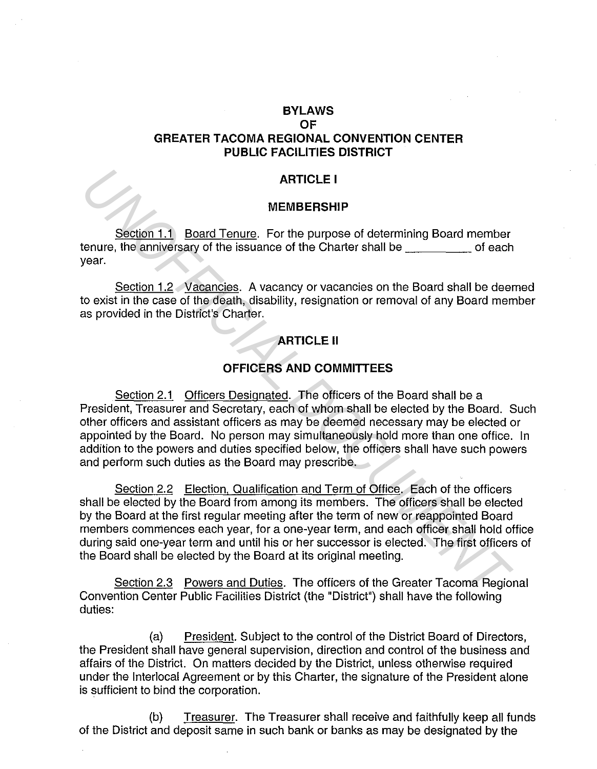# BYLAWS
# OF
# GREATER TACOMA REGIONAL CONVENTION CENTER
# PUBLIC FACILITIES DISTRICT

## ARTICLE I

## MEMBERSHIP

Section 1.1 Board Tenure. For the purpose of determining Board member tenure, the anniversary of the issuance of the Charter shall be __________ of each year.

Section 1.2 Vacancies. A vacancy or vacancies on the Board shall be deemed to exist in the case of the death, disability, resignation or removal of any Board member as provided in the District's Charter.

## ARTICLE II

## OFFICERS AND COMMITTEES

Section 2.1 Officers Designated. The officers of the Board shall be a President, Treasurer and Secretary, each of whom shall be elected by the Board. Such other officers and assistant officers as may be deemed necessary may be elected or appointed by the Board. No person may simultaneously hold more than one office. In addition to the powers and duties specified below, the officers shall have such powers and perform such duties as the Board may prescribe.

Section 2.2 Election, Qualification and Term of Office. Each of the officers shall be elected by the Board from among its members. The officers shall be elected by the Board at the first regular meeting after the term of new or reappointed Board members commences each year, for a one-year term, and each officer shall hold office during said one-year term and until his or her successor is elected. The first officers of the Board shall be elected by the Board at its original meeting.

Section 2.3 Powers and Duties. The officers of the Greater Tacoma Regional Convention Center Public Facilities District (the "District") shall have the following duties:

(a) President. Subject to the control of the District Board of Directors, the President shall have general supervision, direction and control of the business and affairs of the District. On matters decided by the District, unless otherwise required under the Interlocal Agreement or by this Charter, the signature of the President alone is sufficient to bind the corporation.

(b) Treasurer. The Treasurer shall receive and faithfully keep all funds of the District and deposit same in such bank or banks as may be designated by the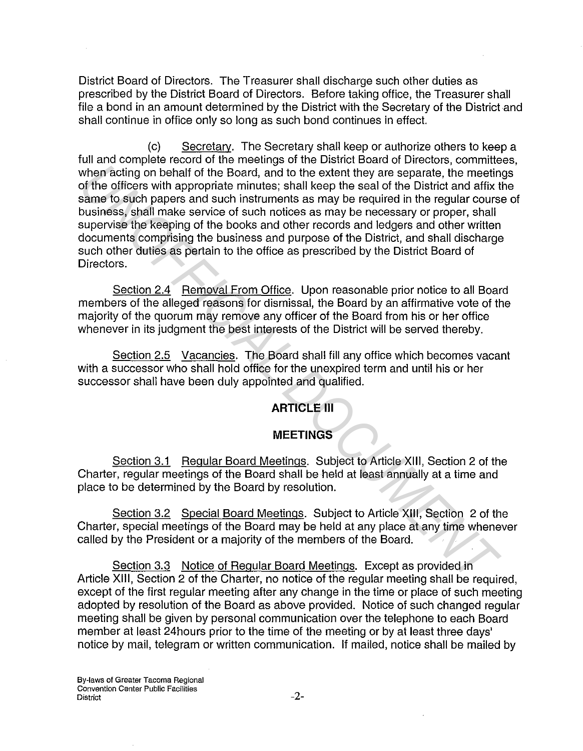District Board of Directors. The Treasurer shall discharge such other duties as prescribed by the District Board of Directors. Before taking office, the Treasurer shall file a bond in an amount determined by the District with the Secretary of the District and shall continue in office only so long as such bond continues in effect.

(c) Secretary. The Secretary shall keep or authorize others to keep a full and complete record of the meetings of the District Board of Directors, committees, when acting on behalf of the Board, and to the extent they are separate, the meetings of the officers with appropriate minutes; shall keep the seal of the District and affix the same to such papers and such instruments as may be required in the regular course of business, shall make service of such notices as may be necessary or proper, shall supervise the keeping of the books and other records and ledgers and other written documents comprising the business and purpose of the District, and shall discharge such other duties as pertain to the office as prescribed by the District Board of Directors.

Section 2.4 Removal From Office. Upon reasonable prior notice to all Board members of the alleged reasons for dismissal, the Board by an affirmative vote of the majority of the quorum may remove any officer of the Board from his or her office whenever in its judgment the best interests of the District will be served thereby.

Section 2.5 Vacancies. The Board shall fill any office which becomes vacant with a successor who shall hold office for the unexpired term and until his or her successor shall have been duly appointed and qualified.

## ARTICLE III

## MEETINGS

Section 3.1 Regular Board Meetings. Subject to Article XIII, Section 2 of the Charter, regular meetings of the Board shall be held at least annually at a time and place to be determined by the Board by resolution.

Section 3.2 Special Board Meetings. Subject to Article XIII, Section 2 of the Charter, special meetings of the Board may be held at any place at any time whenever called by the President or a majority of the members of the Board.

Section 3.3 Notice of Regular Board Meetings. Except as provided in Article XIII, Section 2 of the Charter, no notice of the regular meeting shall be required, except of the first regular meeting after any change in the time or place of such meeting adopted by resolution of the Board as above provided. Notice of such changed regular meeting shall be given by personal communication over the telephone to each Board member at least 24hours prior to the time of the meeting or by at least three days' notice by mail, telegram or written communication. If mailed, notice shall be mailed by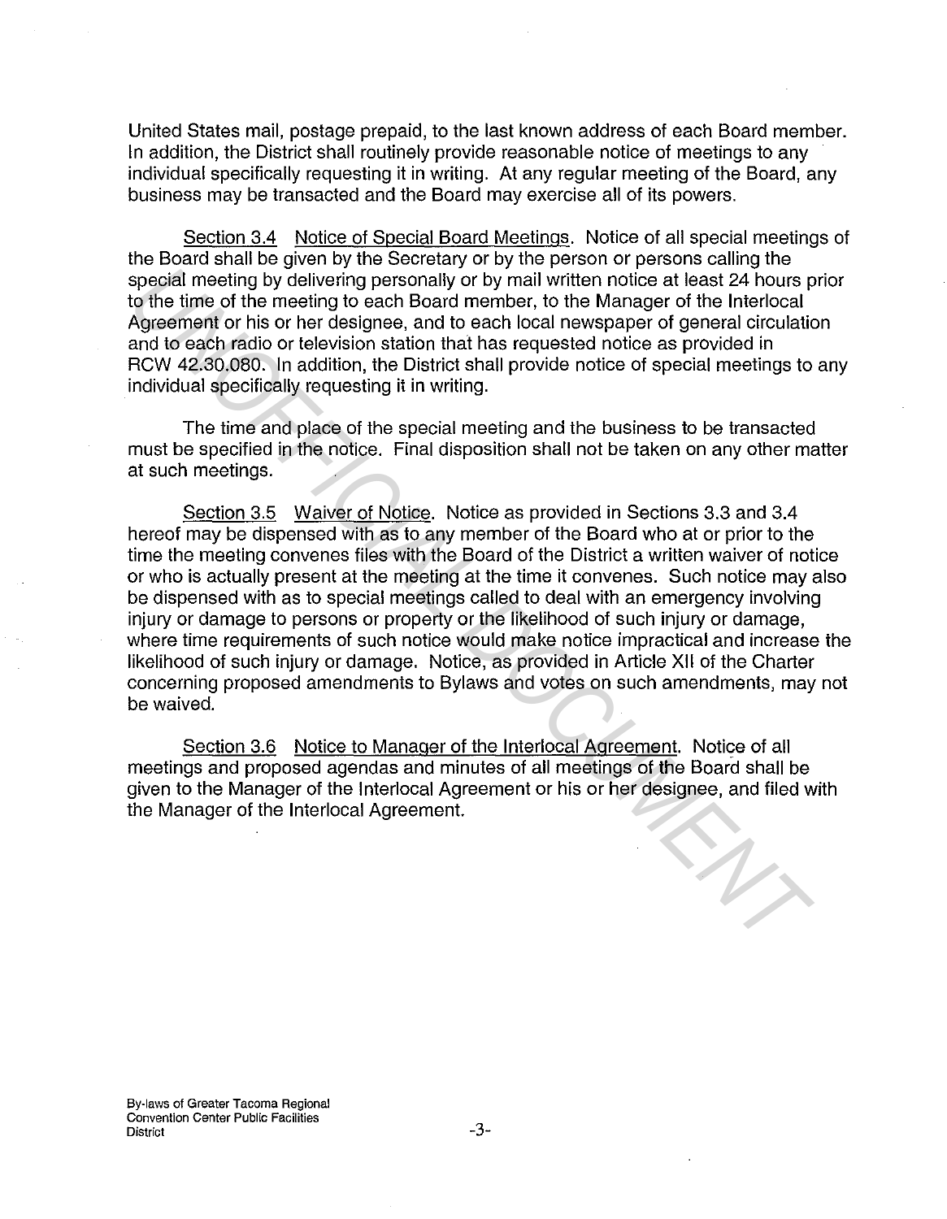United States mail, postage prepaid, to the last known address of each Board member. In addition, the District shall routinely provide reasonable notice of meetings to any individual specifically requesting it in writing. At any regular meeting of the Board, any business may be transacted and the Board may exercise all of its powers.

Section 3.4 Notice of Special Board Meetings. Notice of all special meetings of the Board shall be given by the Secretary or by the person or persons calling the special meeting by delivering personally or by mail written notice at least 24 hours prior to the time of the meeting to each Board member, to the Manager of the Interlocal Agreement or his or her designee, and to each local newspaper of general circulation and to each radio or television station that has requested notice as provided in RCW 42.30.080. In addition, the District shall provide notice of special meetings to any individual specifically requesting it in writing.

The time and place of the special meeting and the business to be transacted must be specified in the notice. Final disposition shall not be taken on any other matter at such meetings.

Section 3.5 Waiver of Notice. Notice as provided in Sections 3.3 and 3.4 hereof may be dispensed with as to any member of the Board who at or prior to the time the meeting convenes files with the Board of the District a written waiver of notice or who is actually present at the meeting at the time it convenes. Such notice may also be dispensed with as to special meetings called to deal with an emergency involving injury or damage to persons or property or the likelihood of such injury or damage, where time requirements of such notice would make notice impractical and increase the likelihood of such injury or damage. Notice, as provided in Article XII of the Charter concerning proposed amendments to Bylaws and votes on such amendments, may not be waived.

Section 3.6 Notice to Manager of the Interlocal Agreement. Notice of all meetings and proposed agendas and minutes of all meetings of the Board shall be given to the Manager of the Interlocal Agreement or his or her designee, and filed with the Manager of the Interlocal Agreement.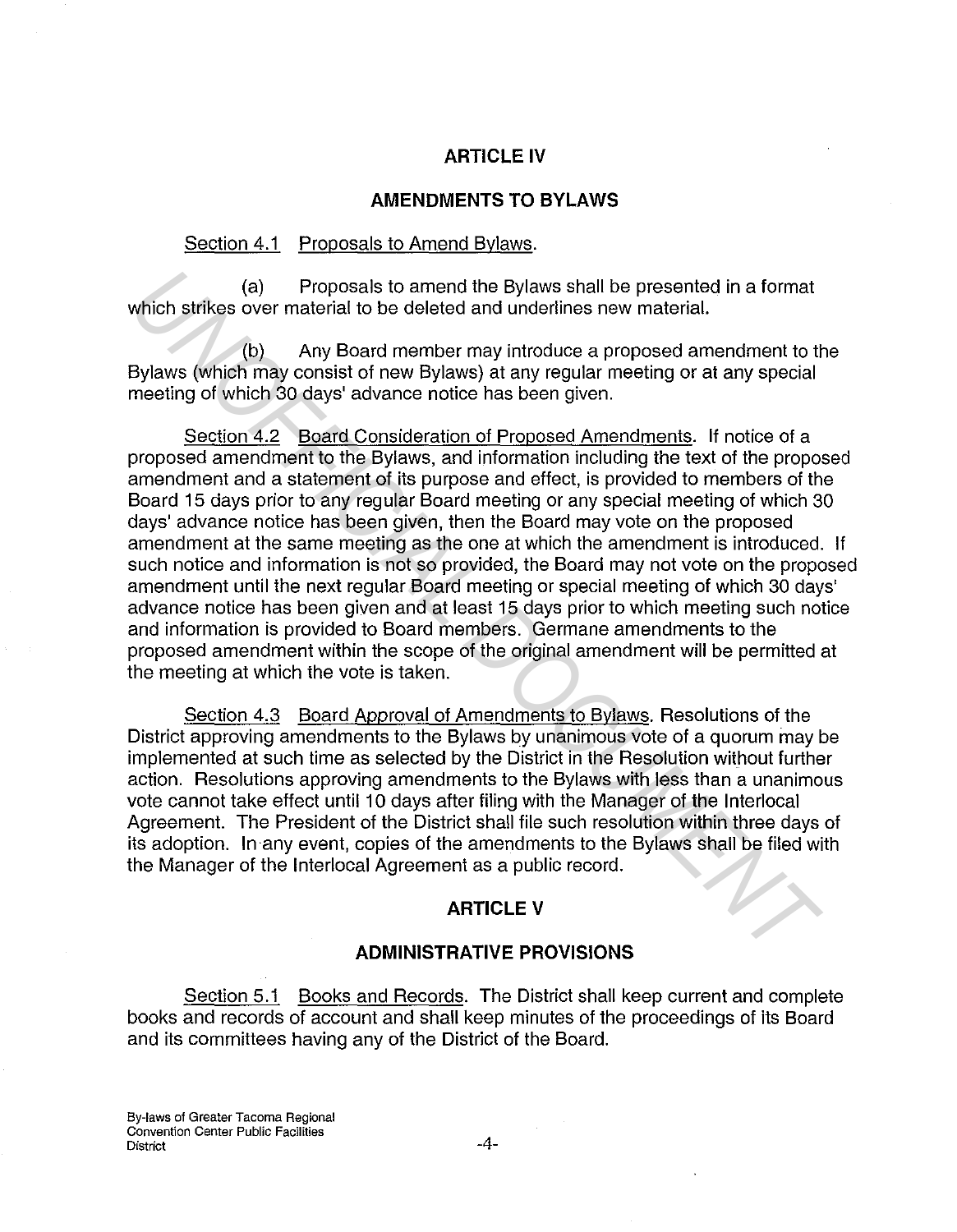## ARTICLE IV

## AMENDMENTS TO BYLAWS

Section 4.1 Proposals to Amend Bylaws.

(a) Proposals to amend the Bylaws shall be presented in a format which strikes over material to be deleted and underlines new material.

(b) Any Board member may introduce a proposed amendment to the Bylaws (which may consist of new Bylaws) at any regular meeting or at any special meeting of which 30 days' advance notice has been given.

Section 4.2 Board Consideration of Proposed Amendments. If notice of a proposed amendment to the Bylaws, and information including the text of the proposed amendment and a statement of its purpose and effect, is provided to members of the Board 15 days prior to any regular Board meeting or any special meeting of which 30 days' advance notice has been given, then the Board may vote on the proposed amendment at the same meeting as the one at which the amendment is introduced. If such notice and information is not so provided, the Board may not vote on the proposed amendment until the next regular Board meeting or special meeting of which 30 days' advance notice has been given and at least 15 days prior to which meeting such notice and information is provided to Board members. Germane amendments to the proposed amendment within the scope of the original amendment will be permitted at the meeting at which the vote is taken.

Section 4.3 Board Approval of Amendments to Bylaws. Resolutions of the District approving amendments to the Bylaws by unanimous vote of a quorum may be implemented at such time as selected by the District in the Resolution without further action. Resolutions approving amendments to the Bylaws with less than a unanimous vote cannot take effect until 10 days after filing with the Manager of the Interlocal Agreement. The President of the District shall file such resolution within three days of its adoption. In any event, copies of the amendments to the Bylaws shall be filed with the Manager of the Interlocal Agreement as a public record.

## ARTICLE V

## ADMINISTRATIVE PROVISIONS

Section 5.1 Books and Records. The District shall keep current and complete books and records of account and shall keep minutes of the proceedings of its Board and its committees having any of the District of the Board.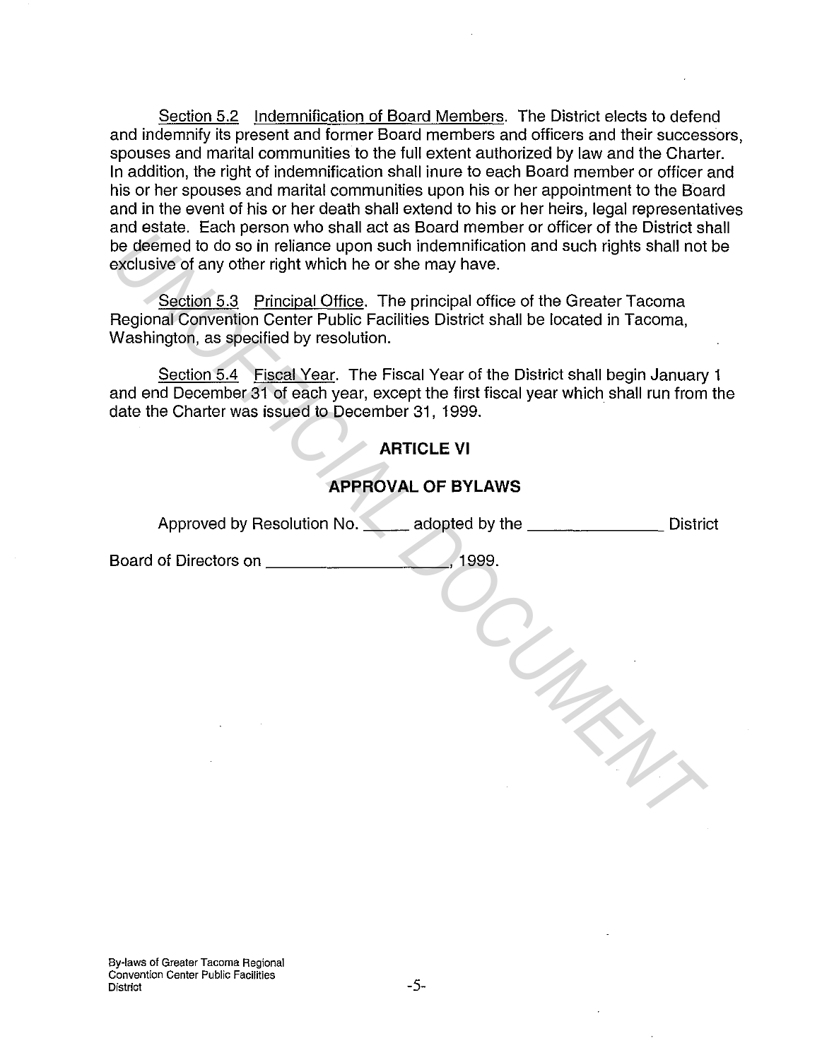Section 5.2 Indemnification of Board Members. The District elects to defend and indemnify its present and former Board members and officers and their successors, spouses and marital communities to the full extent authorized by law and the Charter. In addition, the right of indemnification shall inure to each Board member or officer and his or her spouses and marital communities upon his or her appointment to the Board and in the event of his or her death shall extend to his or her heirs, legal representatives and estate. Each person who shall act as Board member or officer of the District shall be deemed to do so in reliance upon such indemnification and such rights shall not be exclusive of any other right which he or she may have.

Section 5.3 Principal Office. The principal office of the Greater Tacoma Regional Convention Center Public Facilities District shall be located in Tacoma, Washington, as specified by resolution.

Section 5.4 Fiscal Year. The Fiscal Year of the District shall begin January 1 and end December 31 of each year, except the first fiscal year which shall run from the date the Charter was issued to December 31, 1999.

## ARTICLE VI

## APPROVAL OF BYLAWS

Approved by Resolution No. _____ adopted by the ______________ District Board of Directors on ___________________, 1999.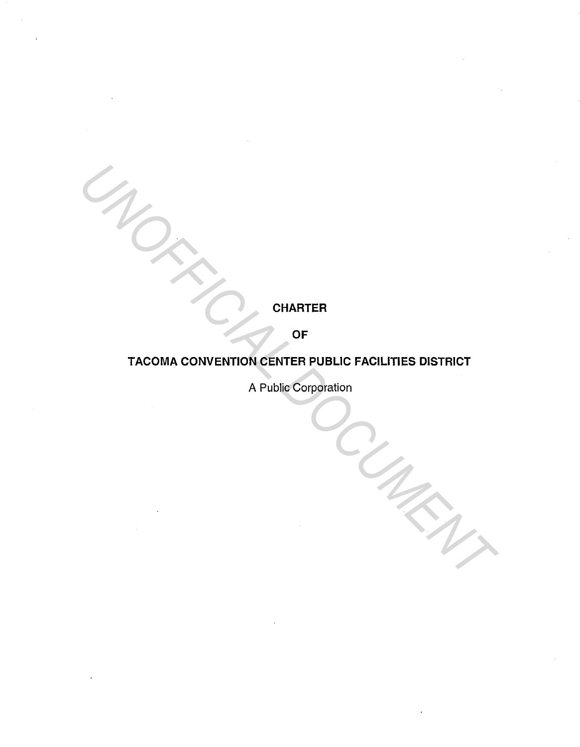**CHARTER**

**OF**

**TACOMA CONVENTION CENTER PUBLIC FACILITIES DISTRICT**

A Public Corporation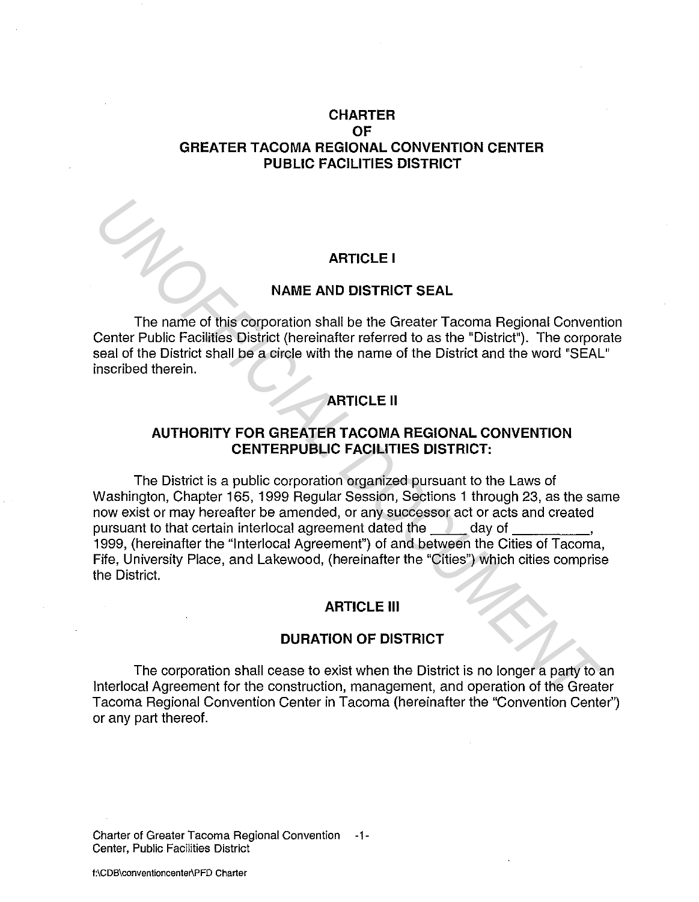# CHARTER OF GREATER TACOMA REGIONAL CONVENTION CENTER PUBLIC FACILITIES DISTRICT

## ARTICLE I

## NAME AND DISTRICT SEAL

The name of this corporation shall be the Greater Tacoma Regional Convention Center Public Facilities District (hereinafter referred to as the "District"). The corporate seal of the District shall be a circle with the name of the District and the word "SEAL" inscribed therein.

## ARTICLE II

## AUTHORITY FOR GREATER TACOMA REGIONAL CONVENTION CENTERPUBLIC FACILITIES DISTRICT:

The District is a public corporation organized pursuant to the Laws of Washington, Chapter 165, 1999 Regular Session, Sections 1 through 23, as the same now exist or may hereafter be amended, or any successor act or acts and created pursuant to that certain interlocal agreement dated the _____ day of __________, 1999, (hereinafter the "Interlocal Agreement") of and between the Cities of Tacoma, Fife, University Place, and Lakewood, (hereinafter the "Cities") which cities comprise the District.

## ARTICLE III

## DURATION OF DISTRICT

The corporation shall cease to exist when the District is no longer a party to an Interlocal Agreement for the construction, management, and operation of the Greater Tacoma Regional Convention Center in Tacoma (hereinafter the "Convention Center") or any part thereof.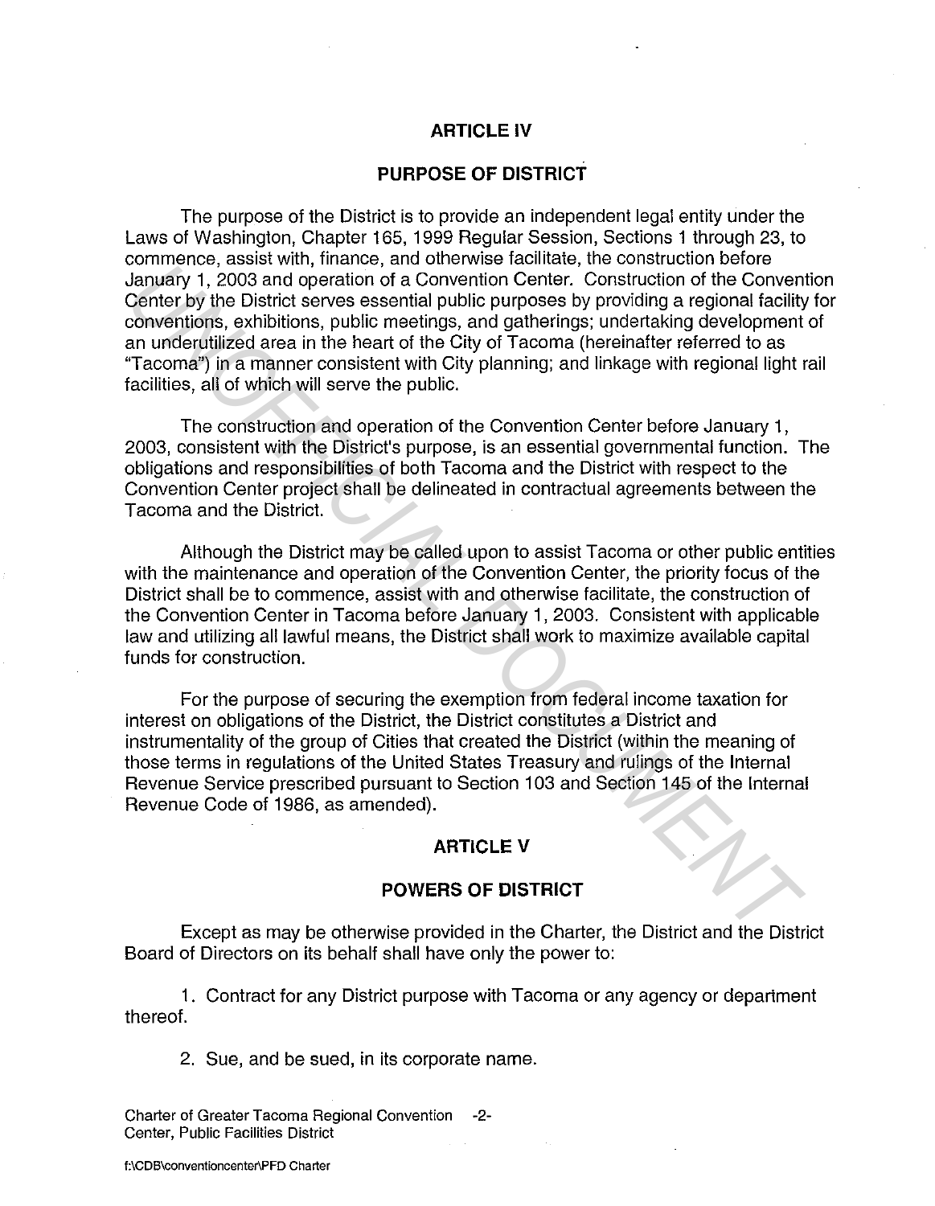## ARTICLE IV

## PURPOSE OF DISTRICT

The purpose of the District is to provide an independent legal entity under the Laws of Washington, Chapter 165, 1999 Regular Session, Sections 1 through 23, to commence, assist with, finance, and otherwise facilitate, the construction before January 1, 2003 and operation of a Convention Center. Construction of the Convention Center by the District serves essential public purposes by providing a regional facility for conventions, exhibitions, public meetings, and gatherings; undertaking development of an underutilized area in the heart of the City of Tacoma (hereinafter referred to as "Tacoma") in a manner consistent with City planning; and linkage with regional light rail facilities, all of which will serve the public.

The construction and operation of the Convention Center before January 1, 2003, consistent with the District's purpose, is an essential governmental function. The obligations and responsibilities of both Tacoma and the District with respect to the Convention Center project shall be delineated in contractual agreements between the Tacoma and the District.

Although the District may be called upon to assist Tacoma or other public entities with the maintenance and operation of the Convention Center, the priority focus of the District shall be to commence, assist with and otherwise facilitate, the construction of the Convention Center in Tacoma before January 1, 2003. Consistent with applicable law and utilizing all lawful means, the District shall work to maximize available capital funds for construction.

For the purpose of securing the exemption from federal income taxation for interest on obligations of the District, the District constitutes a District and instrumentality of the group of Cities that created the District (within the meaning of those terms in regulations of the United States Treasury and rulings of the Internal Revenue Service prescribed pursuant to Section 103 and Section 145 of the Internal Revenue Code of 1986, as amended).

## ARTICLE V

## POWERS OF DISTRICT

Except as may be otherwise provided in the Charter, the District and the District Board of Directors on its behalf shall have only the power to:

1. Contract for any District purpose with Tacoma or any agency or department thereof.

2. Sue, and be sued, in its corporate name.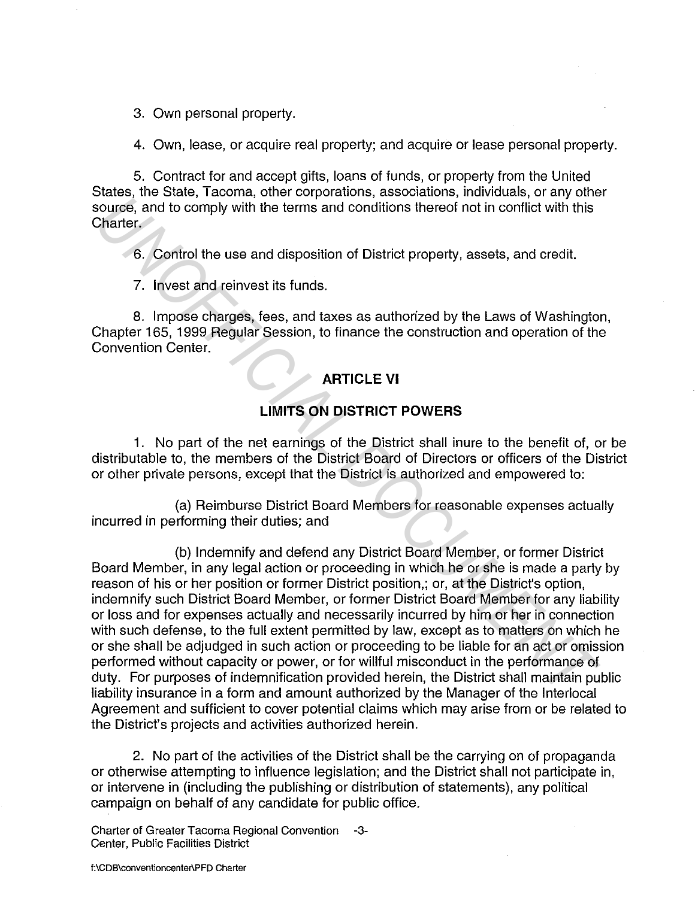3. Own personal property.

4. Own, lease, or acquire real property; and acquire or lease personal property.

5. Contract for and accept gifts, loans of funds, or property from the United States, the State, Tacoma, other corporations, associations, individuals, or any other source, and to comply with the terms and conditions thereof not in conflict with this Charter.

6. Control the use and disposition of District property, assets, and credit.

7. Invest and reinvest its funds.

8. Impose charges, fees, and taxes as authorized by the Laws of Washington, Chapter 165, 1999 Regular Session, to finance the construction and operation of the Convention Center.

## ARTICLE VI

## LIMITS ON DISTRICT POWERS

1. No part of the net earnings of the District shall inure to the benefit of, or be distributable to, the members of the District Board of Directors or officers of the District or other private persons, except that the District is authorized and empowered to:

(a) Reimburse District Board Members for reasonable expenses actually incurred in performing their duties; and

(b) Indemnify and defend any District Board Member, or former District Board Member, in any legal action or proceeding in which he or she is made a party by reason of his or her position or former District position,; or, at the District's option, indemnify such District Board Member, or former District Board Member for any liability or loss and for expenses actually and necessarily incurred by him or her in connection with such defense, to the full extent permitted by law, except as to matters on which he or she shall be adjudged in such action or proceeding to be liable for an act or omission performed without capacity or power, or for willful misconduct in the performance of duty. For purposes of indemnification provided herein, the District shall maintain public liability insurance in a form and amount authorized by the Manager of the Interlocal Agreement and sufficient to cover potential claims which may arise from or be related to the District's projects and activities authorized herein.

2. No part of the activities of the District shall be the carrying on of propaganda or otherwise attempting to influence legislation; and the District shall not participate in, or intervene in (including the publishing or distribution of statements), any political campaign on behalf of any candidate for public office.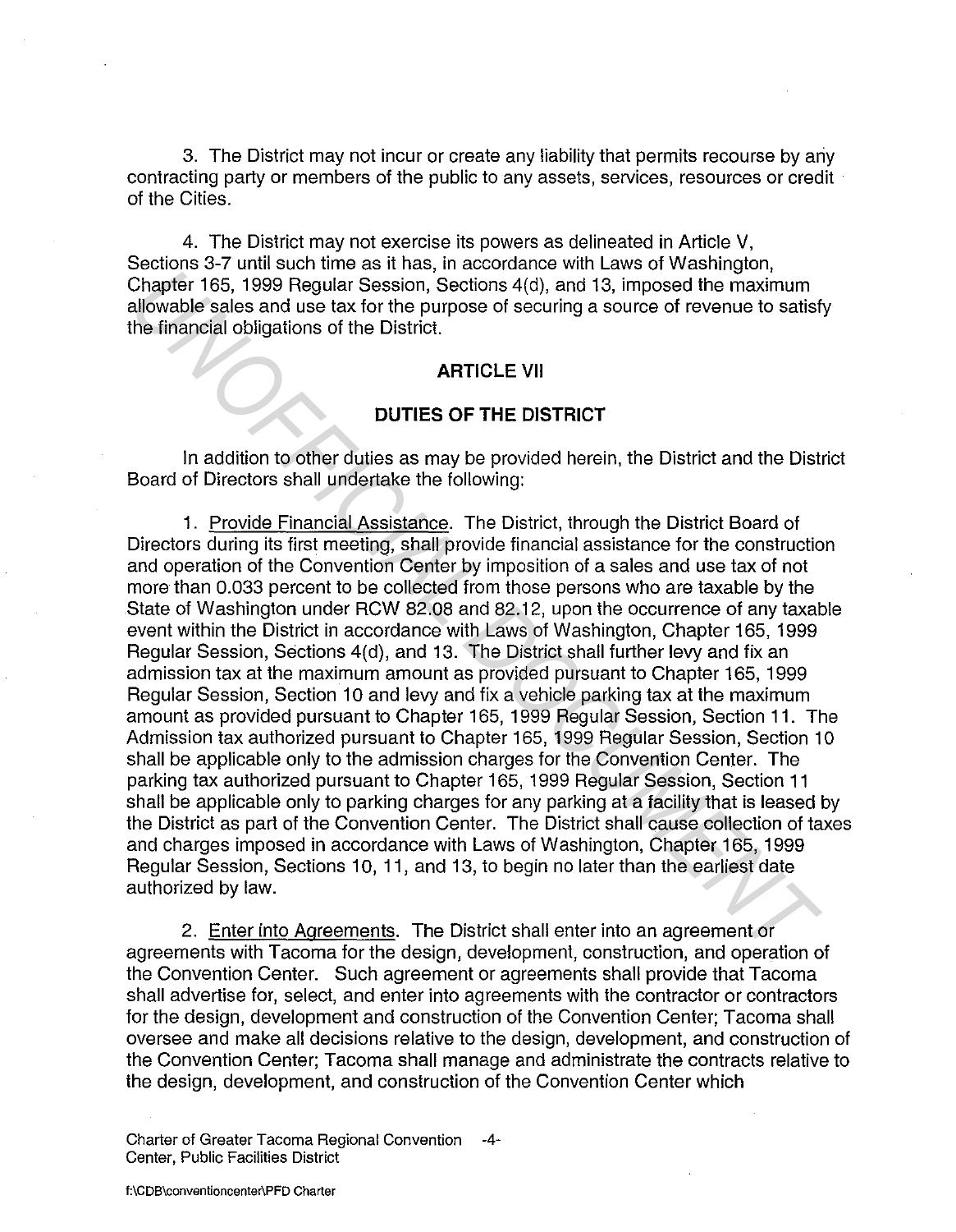3. The District may not incur or create any liability that permits recourse by any contracting party or members of the public to any assets, services, resources or credit of the Cities.

4. The District may not exercise its powers as delineated in Article V, Sections 3-7 until such time as it has, in accordance with Laws of Washington, Chapter 165, 1999 Regular Session, Sections 4(d), and 13, imposed the maximum allowable sales and use tax for the purpose of securing a source of revenue to satisfy the financial obligations of the District.

## ARTICLE VII

## DUTIES OF THE DISTRICT

In addition to other duties as may be provided herein, the District and the District Board of Directors shall undertake the following:

1. Provide Financial Assistance. The District, through the District Board of Directors during its first meeting, shall provide financial assistance for the construction and operation of the Convention Center by imposition of a sales and use tax of not more than 0.033 percent to be collected from those persons who are taxable by the State of Washington under RCW 82.08 and 82.12, upon the occurrence of any taxable event within the District in accordance with Laws of Washington, Chapter 165, 1999 Regular Session, Sections 4(d), and 13. The District shall further levy and fix an admission tax at the maximum amount as provided pursuant to Chapter 165, 1999 Regular Session, Section 10 and levy and fix a vehicle parking tax at the maximum amount as provided pursuant to Chapter 165, 1999 Regular Session, Section 11. The Admission tax authorized pursuant to Chapter 165, 1999 Regular Session, Section 10 shall be applicable only to the admission charges for the Convention Center. The parking tax authorized pursuant to Chapter 165, 1999 Regular Session, Section 11 shall be applicable only to parking charges for any parking at a facility that is leased by the District as part of the Convention Center. The District shall cause collection of taxes and charges imposed in accordance with Laws of Washington, Chapter 165, 1999 Regular Session, Sections 10, 11, and 13, to begin no later than the earliest date authorized by law.

2. Enter into Agreements. The District shall enter into an agreement or agreements with Tacoma for the design, development, construction, and operation of the Convention Center. Such agreement or agreements shall provide that Tacoma shall advertise for, select, and enter into agreements with the contractor or contractors for the design, development and construction of the Convention Center; Tacoma shall oversee and make all decisions relative to the design, development, and construction of the Convention Center; Tacoma shall manage and administrate the contracts relative to the design, development, and construction of the Convention Center which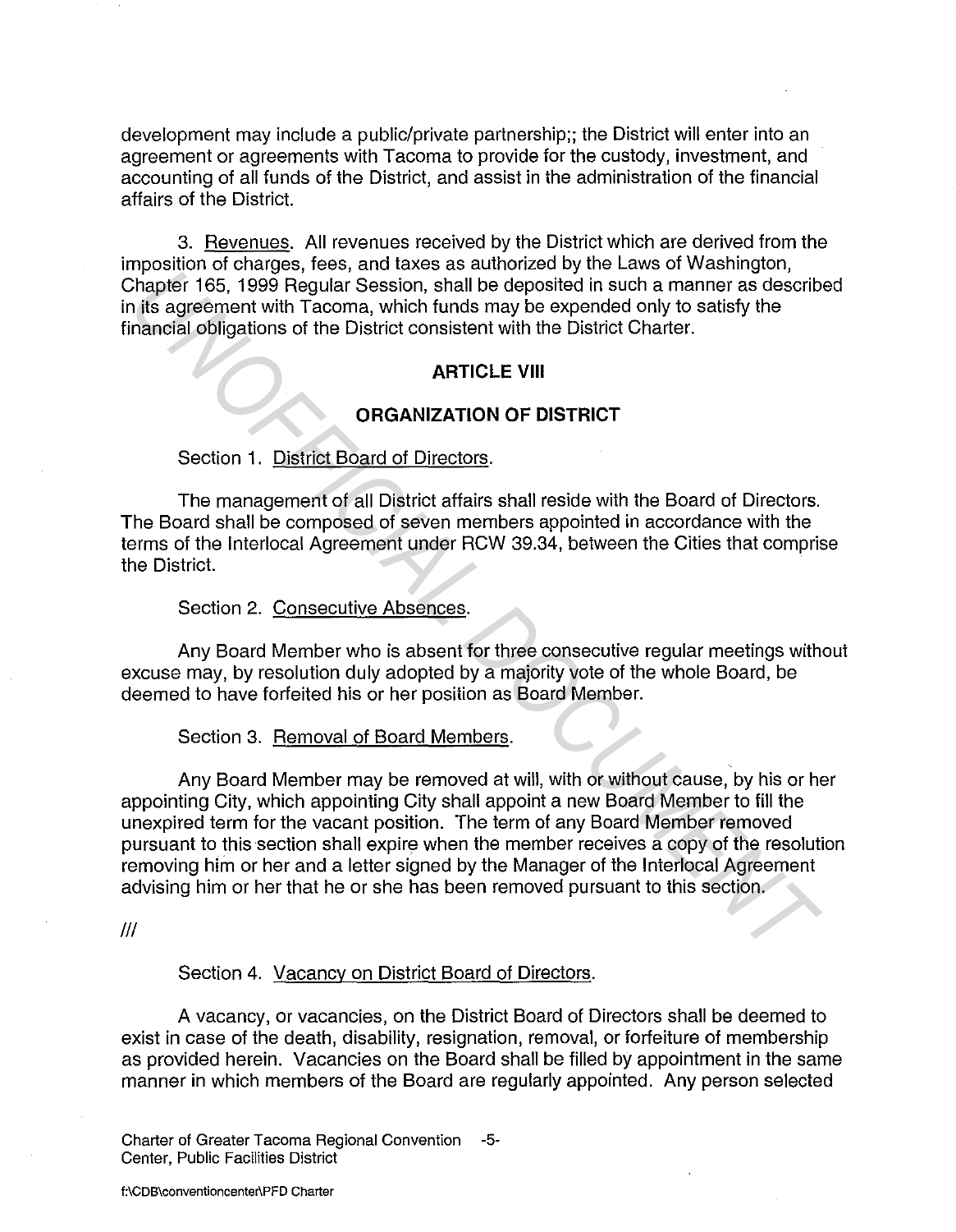development may include a public/private partnership;; the District will enter into an agreement or agreements with Tacoma to provide for the custody, investment, and accounting of all funds of the District, and assist in the administration of the financial affairs of the District.

3. Revenues. All revenues received by the District which are derived from the imposition of charges, fees, and taxes as authorized by the Laws of Washington, Chapter 165, 1999 Regular Session, shall be deposited in such a manner as described in its agreement with Tacoma, which funds may be expended only to satisfy the financial obligations of the District consistent with the District Charter.

## ARTICLE VIII

## ORGANIZATION OF DISTRICT

Section 1. District Board of Directors.

The management of all District affairs shall reside with the Board of Directors. The Board shall be composed of seven members appointed in accordance with the terms of the Interlocal Agreement under RCW 39.34, between the Cities that comprise the District.

Section 2. Consecutive Absences.

Any Board Member who is absent for three consecutive regular meetings without excuse may, by resolution duly adopted by a majority vote of the whole Board, be deemed to have forfeited his or her position as Board Member.

Section 3. Removal of Board Members.

Any Board Member may be removed at will, with or without cause, by his or her appointing City, which appointing City shall appoint a new Board Member to fill the unexpired term for the vacant position. The term of any Board Member removed pursuant to this section shall expire when the member receives a copy of the resolution removing him or her and a letter signed by the Manager of the Interlocal Agreement advising him or her that he or she has been removed pursuant to this section.

///

Section 4. Vacancy on District Board of Directors.

A vacancy, or vacancies, on the District Board of Directors shall be deemed to exist in case of the death, disability, resignation, removal, or forfeiture of membership as provided herein. Vacancies on the Board shall be filled by appointment in the same manner in which members of the Board are regularly appointed. Any person selected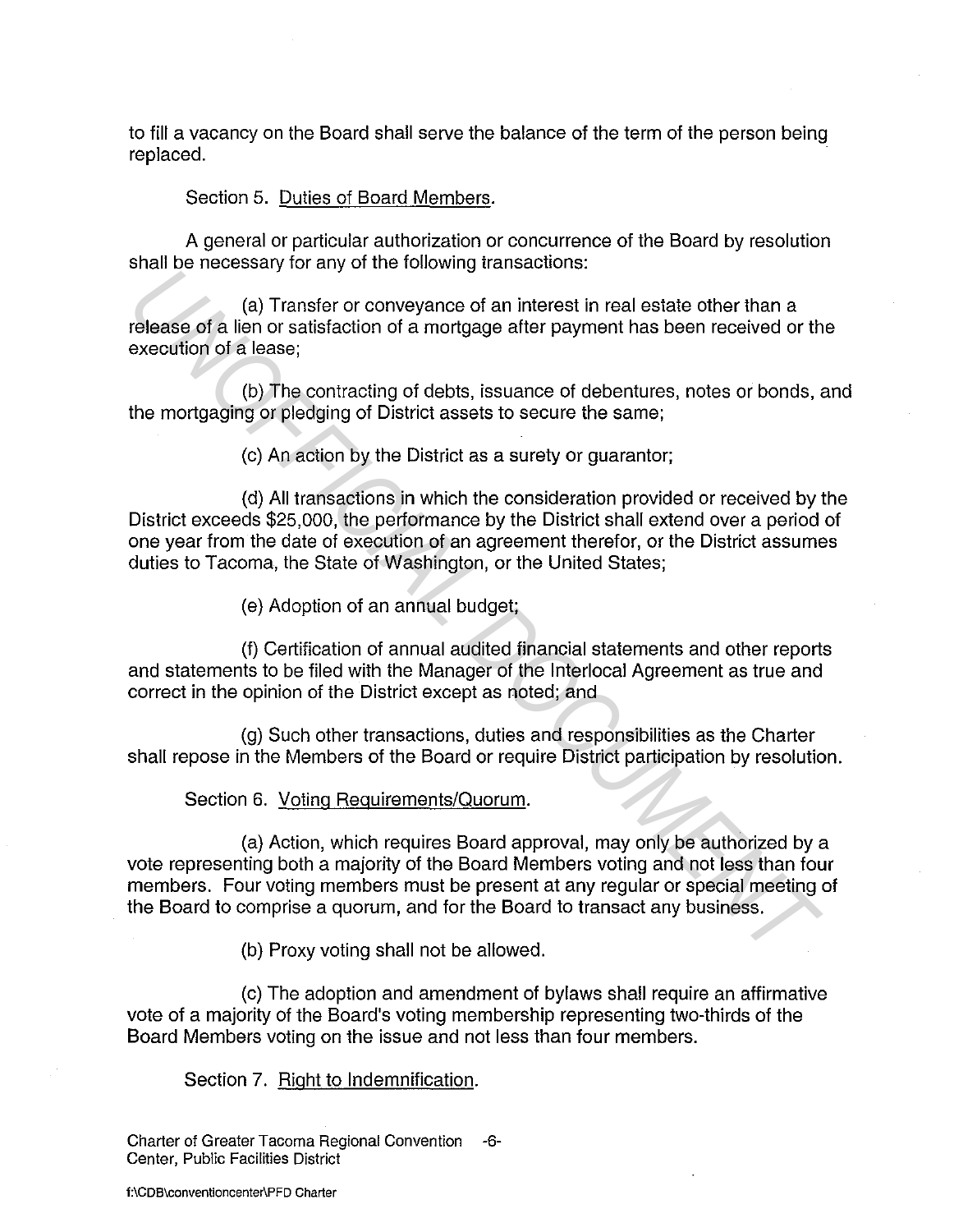to fill a vacancy on the Board shall serve the balance of the term of the person being replaced.

Section 5. Duties of Board Members.

A general or particular authorization or concurrence of the Board by resolution shall be necessary for any of the following transactions:

(a) Transfer or conveyance of an interest in real estate other than a release of a lien or satisfaction of a mortgage after payment has been received or the execution of a lease;

(b) The contracting of debts, issuance of debentures, notes or bonds, and the mortgaging or pledging of District assets to secure the same;

(c) An action by the District as a surety or guarantor;

(d) All transactions in which the consideration provided or received by the District exceeds $25,000, the performance by the District shall extend over a period of one year from the date of execution of an agreement therefor, or the District assumes duties to Tacoma, the State of Washington, or the United States;

(e) Adoption of an annual budget;

(f) Certification of annual audited financial statements and other reports and statements to be filed with the Manager of the Interlocal Agreement as true and correct in the opinion of the District except as noted; and

(g) Such other transactions, duties and responsibilities as the Charter shall repose in the Members of the Board or require District participation by resolution.

Section 6. Voting Requirements/Quorum.

(a) Action, which requires Board approval, may only be authorized by a vote representing both a majority of the Board Members voting and not less than four members. Four voting members must be present at any regular or special meeting of the Board to comprise a quorum, and for the Board to transact any business.

(b) Proxy voting shall not be allowed.

(c) The adoption and amendment of bylaws shall require an affirmative vote of a majority of the Board's voting membership representing two-thirds of the Board Members voting on the issue and not less than four members.

Section 7. Right to Indemnification.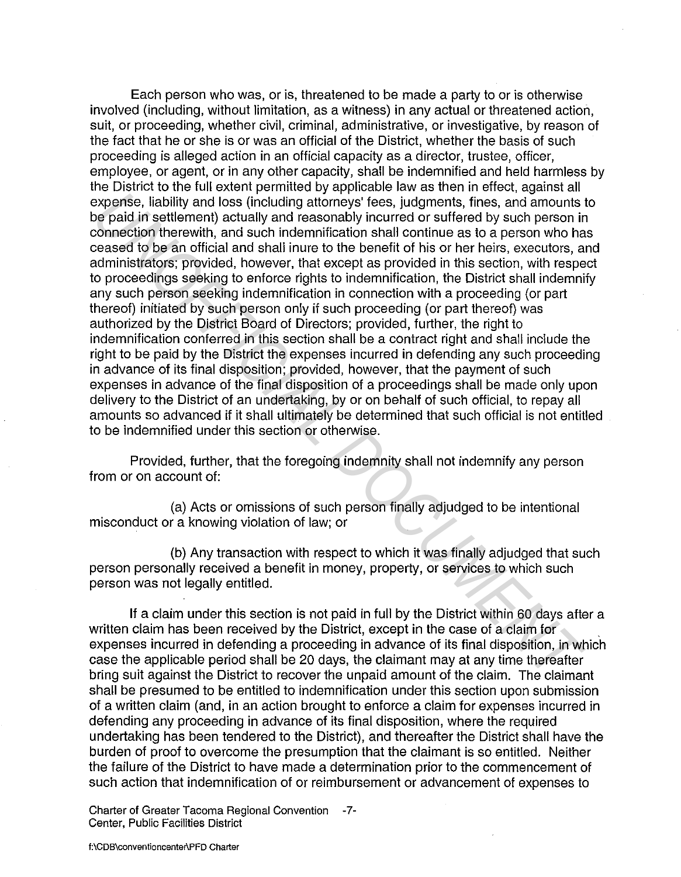Each person who was, or is, threatened to be made a party to or is otherwise involved (including, without limitation, as a witness) in any actual or threatened action, suit, or proceeding, whether civil, criminal, administrative, or investigative, by reason of the fact that he or she is or was an official of the District, whether the basis of such proceeding is alleged action in an official capacity as a director, trustee, officer, employee, or agent, or in any other capacity, shall be indemnified and held harmless by the District to the full extent permitted by applicable law as then in effect, against all expense, liability and loss (including attorneys' fees, judgments, fines, and amounts to be paid in settlement) actually and reasonably incurred or suffered by such person in connection therewith, and such indemnification shall continue as to a person who has ceased to be an official and shall inure to the benefit of his or her heirs, executors, and administrators; provided, however, that except as provided in this section, with respect to proceedings seeking to enforce rights to indemnification, the District shall indemnify any such person seeking indemnification in connection with a proceeding (or part thereof) initiated by such person only if such proceeding (or part thereof) was authorized by the District Board of Directors; provided, further, the right to indemnification conferred in this section shall be a contract right and shall include the right to be paid by the District the expenses incurred in defending any such proceeding in advance of its final disposition; provided, however, that the payment of such expenses in advance of the final disposition of a proceedings shall be made only upon delivery to the District of an undertaking, by or on behalf of such official, to repay all amounts so advanced if it shall ultimately be determined that such official is not entitled to be indemnified under this section or otherwise.

Provided, further, that the foregoing indemnity shall not indemnify any person from or on account of:

(a) Acts or omissions of such person finally adjudged to be intentional misconduct or a knowing violation of law; or

(b) Any transaction with respect to which it was finally adjudged that such person personally received a benefit in money, property, or services to which such person was not legally entitled.

If a claim under this section is not paid in full by the District within 60 days after a written claim has been received by the District, except in the case of a claim for expenses incurred in defending a proceeding in advance of its final disposition, in which case the applicable period shall be 20 days, the claimant may at any time thereafter bring suit against the District to recover the unpaid amount of the claim. The claimant shall be presumed to be entitled to indemnification under this section upon submission of a written claim (and, in an action brought to enforce a claim for expenses incurred in defending any proceeding in advance of its final disposition, where the required undertaking has been tendered to the District), and thereafter the District shall have the burden of proof to overcome the presumption that the claimant is so entitled. Neither the failure of the District to have made a determination prior to the commencement of such action that indemnification of or reimbursement or advancement of expenses to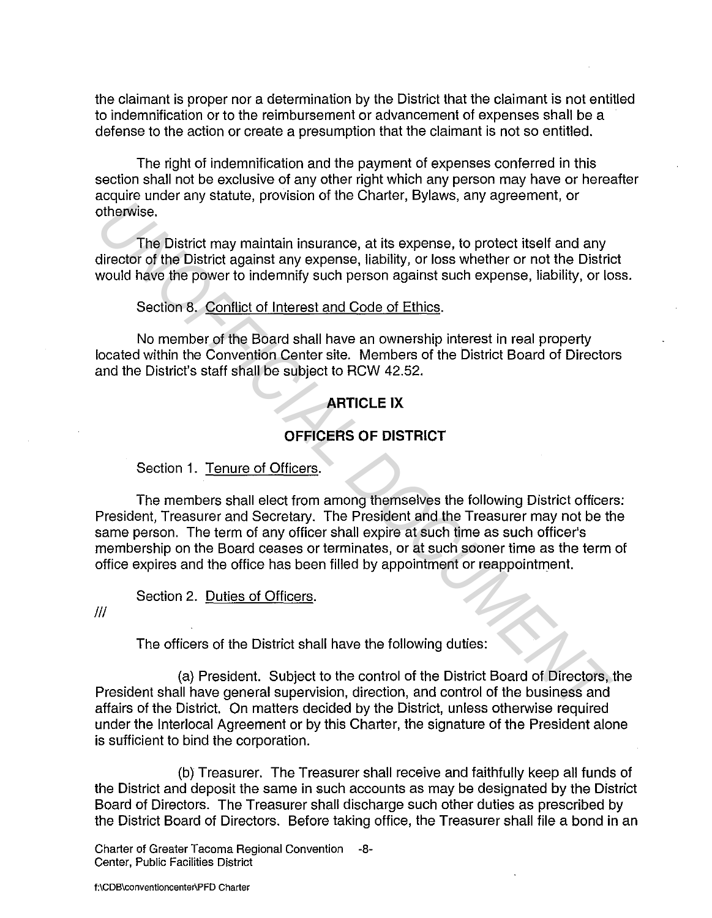the claimant is proper nor a determination by the District that the claimant is not entitled to indemnification or to the reimbursement or advancement of expenses shall be a defense to the action or create a presumption that the claimant is not so entitled.

The right of indemnification and the payment of expenses conferred in this section shall not be exclusive of any other right which any person may have or hereafter acquire under any statute, provision of the Charter, Bylaws, any agreement, or otherwise.

The District may maintain insurance, at its expense, to protect itself and any director of the District against any expense, liability, or loss whether or not the District would have the power to indemnify such person against such expense, liability, or loss.

Section 8. Conflict of Interest and Code of Ethics.

No member of the Board shall have an ownership interest in real property located within the Convention Center site. Members of the District Board of Directors and the District's staff shall be subject to RCW 42.52.

## ARTICLE IX

## OFFICERS OF DISTRICT

Section 1. Tenure of Officers.

The members shall elect from among themselves the following District officers: President, Treasurer and Secretary. The President and the Treasurer may not be the same person. The term of any officer shall expire at such time as such officer's membership on the Board ceases or terminates, or at such sooner time as the term of office expires and the office has been filled by appointment or reappointment.

Section 2. Duties of Officers.

///

The officers of the District shall have the following duties:

(a) President. Subject to the control of the District Board of Directors, the President shall have general supervision, direction, and control of the business and affairs of the District. On matters decided by the District, unless otherwise required under the Interlocal Agreement or by this Charter, the signature of the President alone is sufficient to bind the corporation.

(b) Treasurer. The Treasurer shall receive and faithfully keep all funds of the District and deposit the same in such accounts as may be designated by the District Board of Directors. The Treasurer shall discharge such other duties as prescribed by the District Board of Directors. Before taking office, the Treasurer shall file a bond in an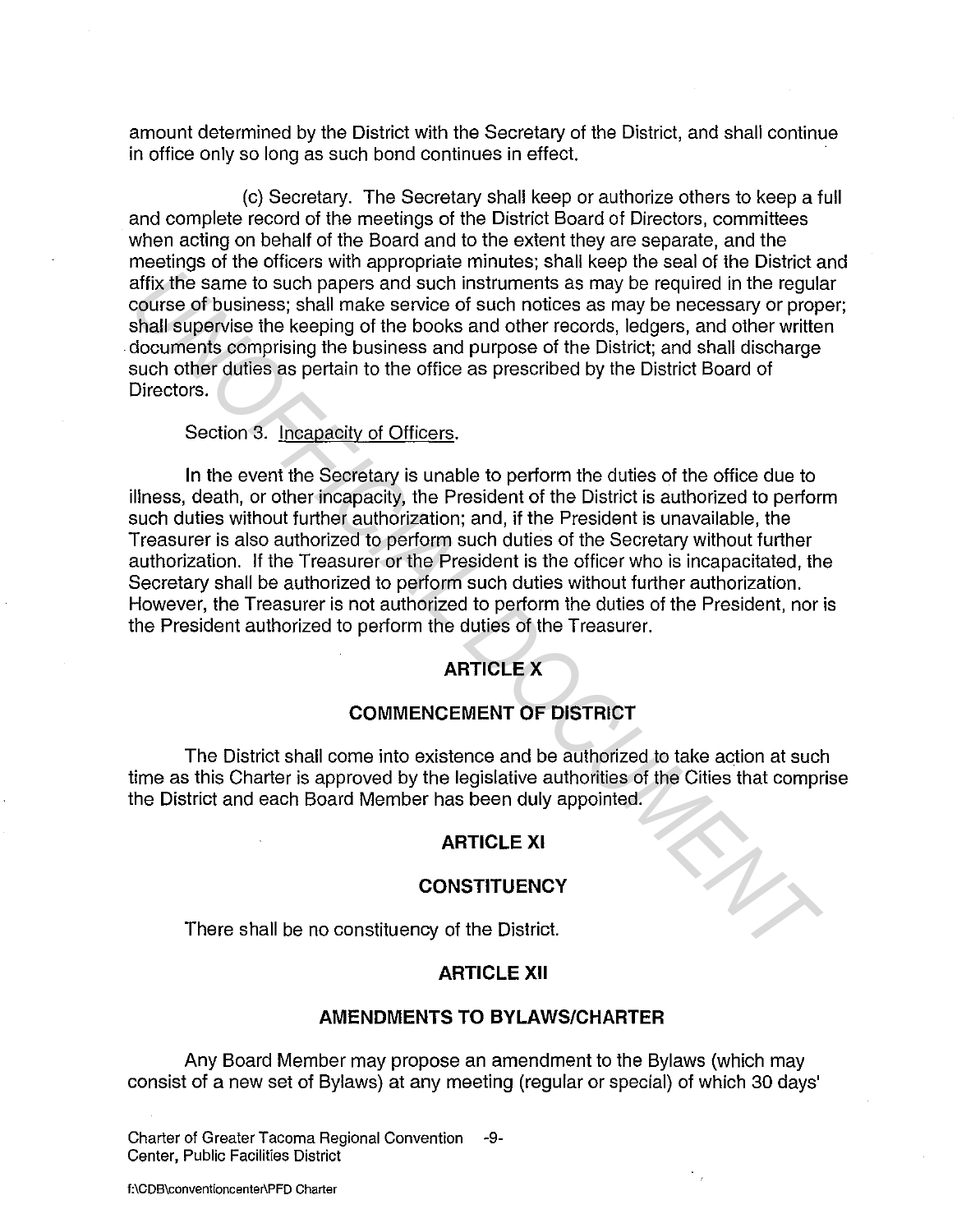amount determined by the District with the Secretary of the District, and shall continue in office only so long as such bond continues in effect.

(c) Secretary. The Secretary shall keep or authorize others to keep a full and complete record of the meetings of the District Board of Directors, committees when acting on behalf of the Board and to the extent they are separate, and the meetings of the officers with appropriate minutes; shall keep the seal of the District and affix the same to such papers and such instruments as may be required in the regular course of business; shall make service of such notices as may be necessary or proper; shall supervise the keeping of the books and other records, ledgers, and other written documents comprising the business and purpose of the District; and shall discharge such other duties as pertain to the office as prescribed by the District Board of Directors.

Section 3. Incapacity of Officers.

In the event the Secretary is unable to perform the duties of the office due to illness, death, or other incapacity, the President of the District is authorized to perform such duties without further authorization; and, if the President is unavailable, the Treasurer is also authorized to perform such duties of the Secretary without further authorization. If the Treasurer or the President is the officer who is incapacitated, the Secretary shall be authorized to perform such duties without further authorization. However, the Treasurer is not authorized to perform the duties of the President, nor is the President authorized to perform the duties of the Treasurer.

## ARTICLE X

## COMMENCEMENT OF DISTRICT

The District shall come into existence and be authorized to take action at such time as this Charter is approved by the legislative authorities of the Cities that comprise the District and each Board Member has been duly appointed.

## ARTICLE XI

## CONSTITUENCY

There shall be no constituency of the District.

## ARTICLE XII

## AMENDMENTS TO BYLAWS/CHARTER

Any Board Member may propose an amendment to the Bylaws (which may consist of a new set of Bylaws) at any meeting (regular or special) of which 30 days'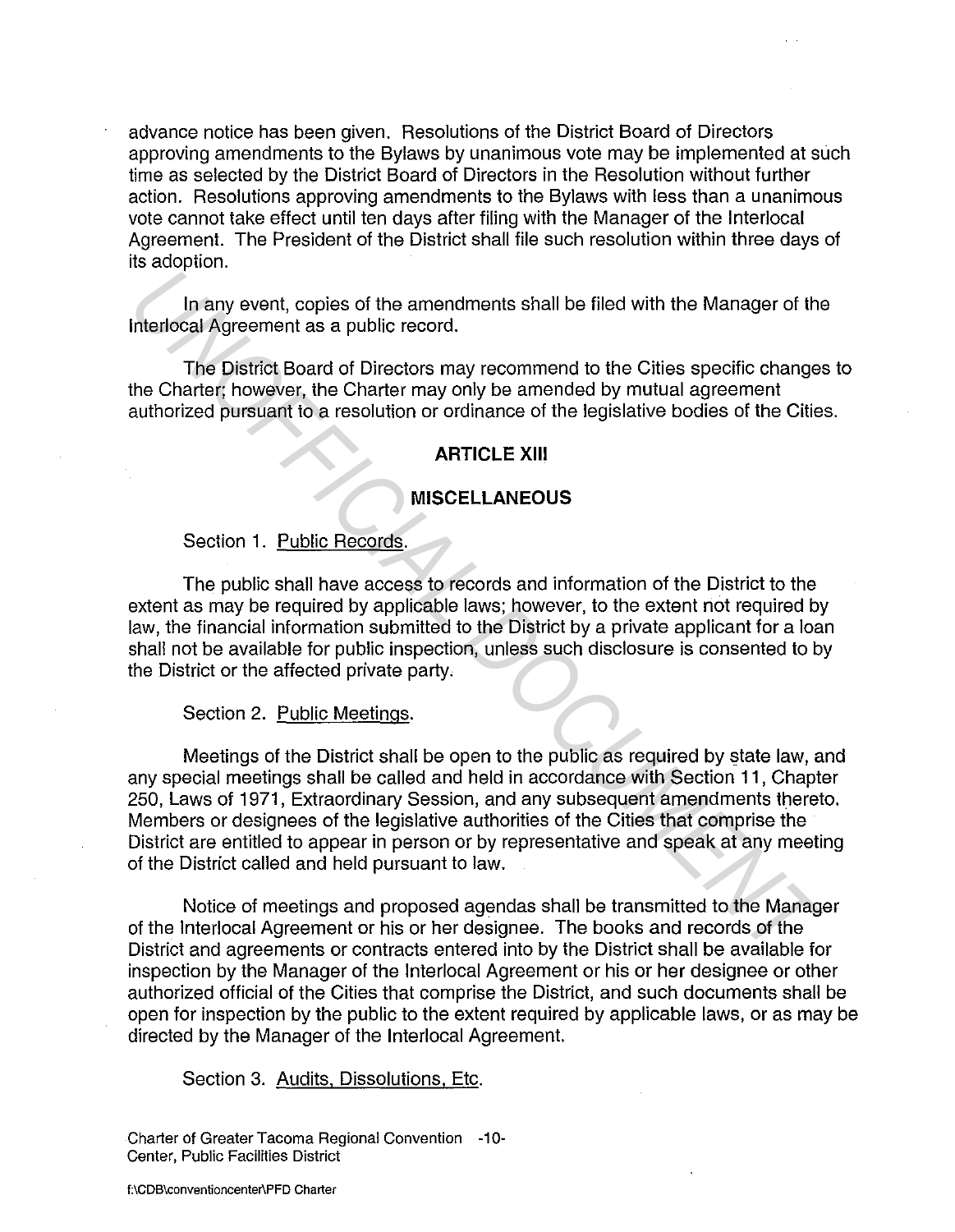advance notice has been given. Resolutions of the District Board of Directors approving amendments to the Bylaws by unanimous vote may be implemented at such time as selected by the District Board of Directors in the Resolution without further action. Resolutions approving amendments to the Bylaws with less than a unanimous vote cannot take effect until ten days after filing with the Manager of the Interlocal Agreement. The President of the District shall file such resolution within three days of its adoption.

In any event, copies of the amendments shall be filed with the Manager of the Interlocal Agreement as a public record.

The District Board of Directors may recommend to the Cities specific changes to the Charter; however, the Charter may only be amended by mutual agreement authorized pursuant to a resolution or ordinance of the legislative bodies of the Cities.

## ARTICLE XIII

## MISCELLANEOUS

Section 1. Public Records.

The public shall have access to records and information of the District to the extent as may be required by applicable laws; however, to the extent not required by law, the financial information submitted to the District by a private applicant for a loan shall not be available for public inspection, unless such disclosure is consented to by the District or the affected private party.

Section 2. Public Meetings.

Meetings of the District shall be open to the public as required by state law, and any special meetings shall be called and held in accordance with Section 11, Chapter 250, Laws of 1971, Extraordinary Session, and any subsequent amendments thereto. Members or designees of the legislative authorities of the Cities that comprise the District are entitled to appear in person or by representative and speak at any meeting of the District called and held pursuant to law.

Notice of meetings and proposed agendas shall be transmitted to the Manager of the Interlocal Agreement or his or her designee. The books and records of the District and agreements or contracts entered into by the District shall be available for inspection by the Manager of the Interlocal Agreement or his or her designee or other authorized official of the Cities that comprise the District, and such documents shall be open for inspection by the public to the extent required by applicable laws, or as may be directed by the Manager of the Interlocal Agreement.

Section 3. Audits, Dissolutions, Etc.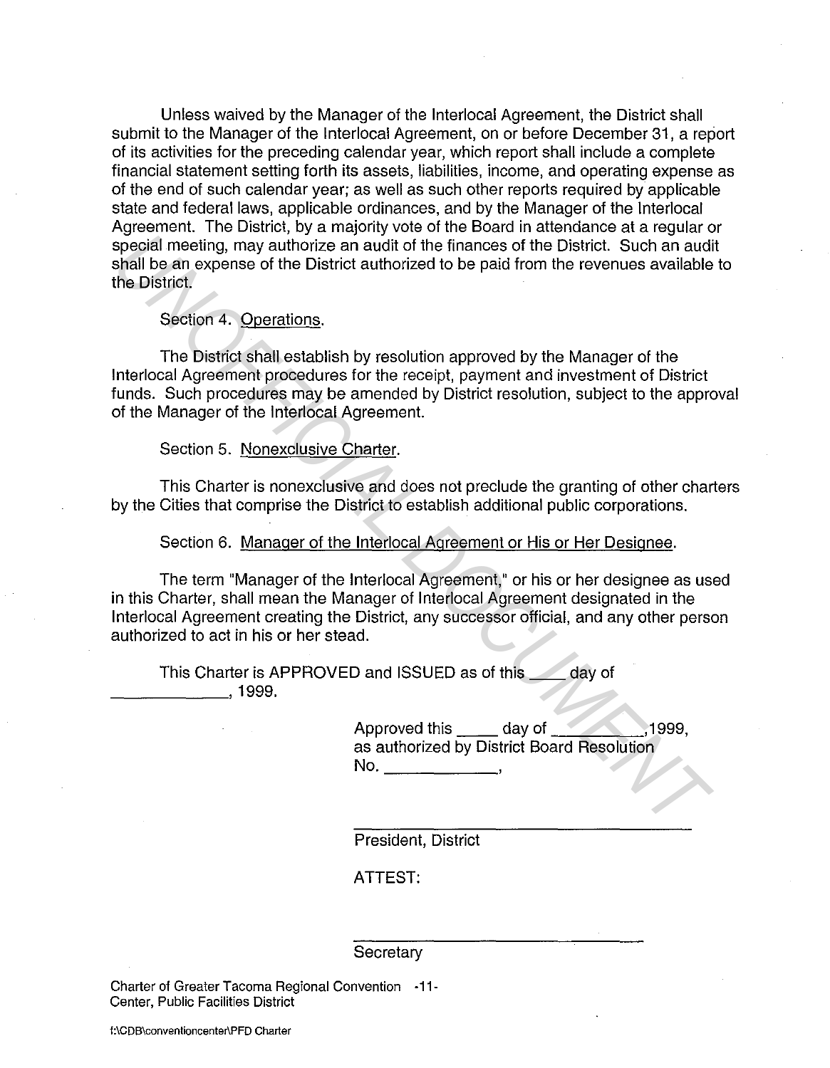Unless waived by the Manager of the Interlocal Agreement, the District shall submit to the Manager of the Interlocal Agreement, on or before December 31, a report of its activities for the preceding calendar year, which report shall include a complete financial statement setting forth its assets, liabilities, income, and operating expense as of the end of such calendar year; as well as such other reports required by applicable state and federal laws, applicable ordinances, and by the Manager of the Interlocal Agreement. The District, by a majority vote of the Board in attendance at a regular or special meeting, may authorize an audit of the finances of the District. Such an audit shall be an expense of the District authorized to be paid from the revenues available to the District.

Section 4. Operations.

The District shall establish by resolution approved by the Manager of the Interlocal Agreement procedures for the receipt, payment and investment of District funds. Such procedures may be amended by District resolution, subject to the approval of the Manager of the Interlocal Agreement.

Section 5. Nonexclusive Charter.

This Charter is nonexclusive and does not preclude the granting of other charters by the Cities that comprise the District to establish additional public corporations.

Section 6. Manager of the Interlocal Agreement or His or Her Designee.

The term "Manager of the Interlocal Agreement," or his or her designee as used in this Charter, shall mean the Manager of Interlocal Agreement designated in the Interlocal Agreement creating the District, any successor official, and any other person authorized to act in his or her stead.

This Charter is APPROVED and ISSUED as of this ____ day of ____________, 1999.

Approved this _____ day of __________,1999, as authorized by District Board Resolution No. ____________,

___________________________________

President, District

ATTEST:

___________________________________

Secretary

Charter of Greater Tacoma Regional Convention Center, Public Facilities District

f:\CDB\conventioncenter\PFD Charter